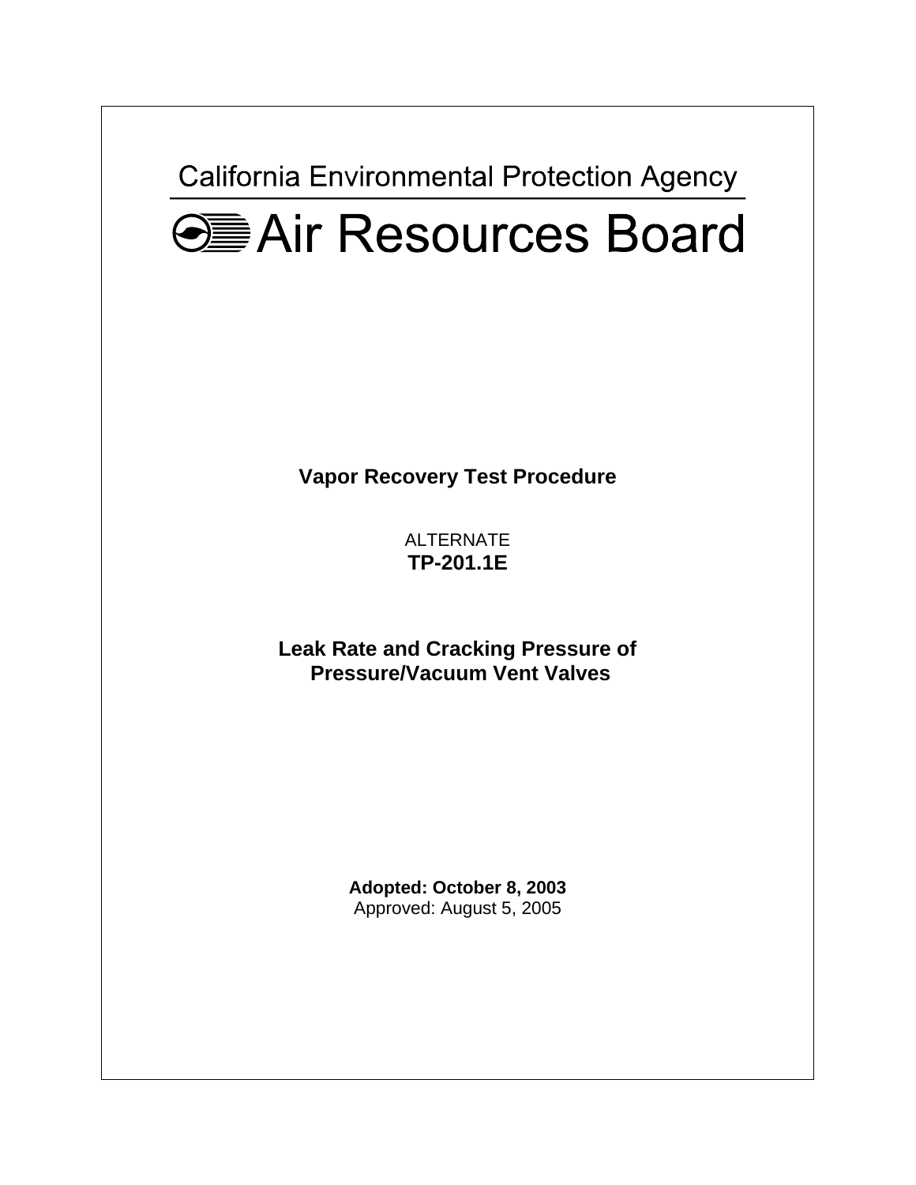California Environmental Protection Agency

# Air Resources Board

**Vapor Recovery Test Procedure**

ALTERNATE
**TP-201.1E**

**Leak Rate and Cracking Pressure of Pressure/Vacuum Vent Valves**

**Adopted: October 8, 2003**
Approved: August 5, 2005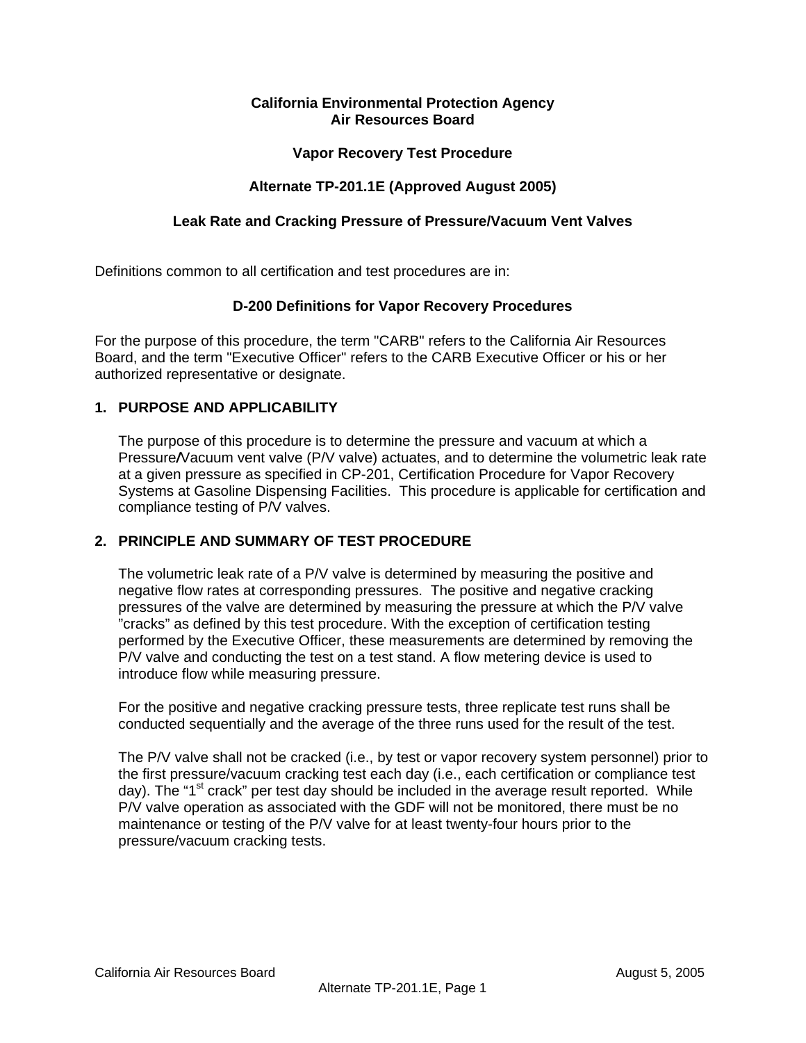**California Environmental Protection Agency**
**Air Resources Board**

**Vapor Recovery Test Procedure**

**Alternate TP-201.1E (Approved August 2005)**

**Leak Rate and Cracking Pressure of Pressure/Vacuum Vent Valves**

Definitions common to all certification and test procedures are in:

**D-200 Definitions for Vapor Recovery Procedures**

For the purpose of this procedure, the term "CARB" refers to the California Air Resources Board, and the term "Executive Officer" refers to the CARB Executive Officer or his or her authorized representative or designate.

## 1. PURPOSE AND APPLICABILITY

The purpose of this procedure is to determine the pressure and vacuum at which a Pressure/Vacuum vent valve (P/V valve) actuates, and to determine the volumetric leak rate at a given pressure as specified in CP-201, Certification Procedure for Vapor Recovery Systems at Gasoline Dispensing Facilities. This procedure is applicable for certification and compliance testing of P/V valves.

## 2. PRINCIPLE AND SUMMARY OF TEST PROCEDURE

The volumetric leak rate of a P/V valve is determined by measuring the positive and negative flow rates at corresponding pressures. The positive and negative cracking pressures of the valve are determined by measuring the pressure at which the P/V valve "cracks" as defined by this test procedure. With the exception of certification testing performed by the Executive Officer, these measurements are determined by removing the P/V valve and conducting the test on a test stand. A flow metering device is used to introduce flow while measuring pressure.

For the positive and negative cracking pressure tests, three replicate test runs shall be conducted sequentially and the average of the three runs used for the result of the test.

The P/V valve shall not be cracked (i.e., by test or vapor recovery system personnel) prior to the first pressure/vacuum cracking test each day (i.e., each certification or compliance test day). The "1st crack" per test day should be included in the average result reported. While P/V valve operation as associated with the GDF will not be monitored, there must be no maintenance or testing of the P/V valve for at least twenty-four hours prior to the pressure/vacuum cracking tests.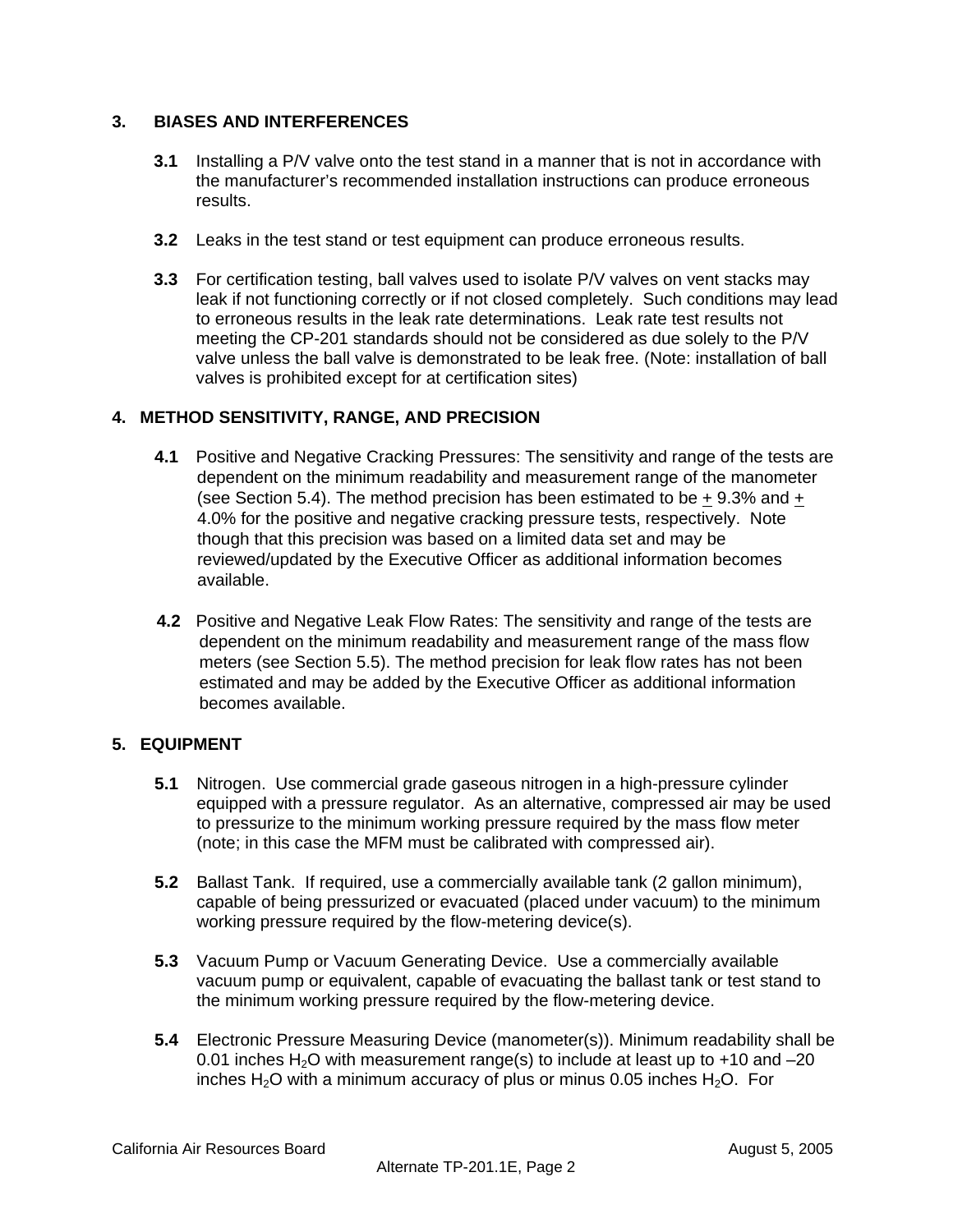## 3. BIASES AND INTERFERENCES

**3.1** Installing a P/V valve onto the test stand in a manner that is not in accordance with the manufacturer's recommended installation instructions can produce erroneous results.

**3.2** Leaks in the test stand or test equipment can produce erroneous results.

**3.3** For certification testing, ball valves used to isolate P/V valves on vent stacks may leak if not functioning correctly or if not closed completely. Such conditions may lead to erroneous results in the leak rate determinations. Leak rate test results not meeting the CP-201 standards should not be considered as due solely to the P/V valve unless the ball valve is demonstrated to be leak free. (Note: installation of ball valves is prohibited except for at certification sites)

## 4. METHOD SENSITIVITY, RANGE, AND PRECISION

**4.1** Positive and Negative Cracking Pressures: The sensitivity and range of the tests are dependent on the minimum readability and measurement range of the manometer (see Section 5.4). The method precision has been estimated to be $\pm$ 9.3% and $\pm$ 4.0% for the positive and negative cracking pressure tests, respectively. Note though that this precision was based on a limited data set and may be reviewed/updated by the Executive Officer as additional information becomes available.

**4.2** Positive and Negative Leak Flow Rates: The sensitivity and range of the tests are dependent on the minimum readability and measurement range of the mass flow meters (see Section 5.5). The method precision for leak flow rates has not been estimated and may be added by the Executive Officer as additional information becomes available.

## 5. EQUIPMENT

**5.1** Nitrogen. Use commercial grade gaseous nitrogen in a high-pressure cylinder equipped with a pressure regulator. As an alternative, compressed air may be used to pressurize to the minimum working pressure required by the mass flow meter (note; in this case the MFM must be calibrated with compressed air).

**5.2** Ballast Tank. If required, use a commercially available tank (2 gallon minimum), capable of being pressurized or evacuated (placed under vacuum) to the minimum working pressure required by the flow-metering device(s).

**5.3** Vacuum Pump or Vacuum Generating Device. Use a commercially available vacuum pump or equivalent, capable of evacuating the ballast tank or test stand to the minimum working pressure required by the flow-metering device.

**5.4** Electronic Pressure Measuring Device (manometer(s)). Minimum readability shall be 0.01 inches $H_2O$ with measurement range(s) to include at least up to +10 and –20 inches $H_2O$ with a minimum accuracy of plus or minus 0.05 inches $H_2O$. For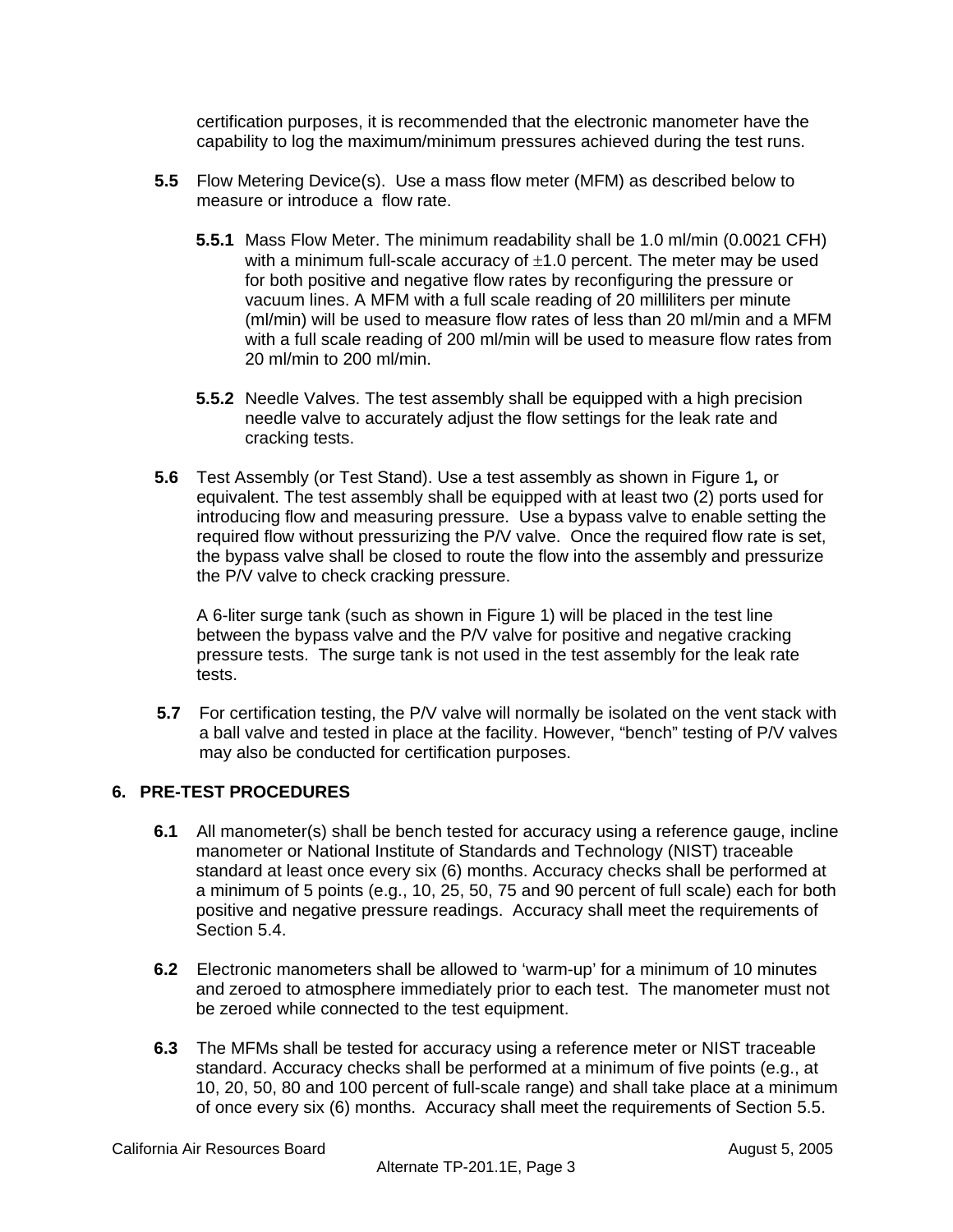certification purposes, it is recommended that the electronic manometer have the capability to log the maximum/minimum pressures achieved during the test runs.

**5.5** Flow Metering Device(s). Use a mass flow meter (MFM) as described below to measure or introduce a flow rate.

**5.5.1** Mass Flow Meter. The minimum readability shall be 1.0 ml/min (0.0021 CFH) with a minimum full-scale accuracy of $\pm$1.0 percent. The meter may be used for both positive and negative flow rates by reconfiguring the pressure or vacuum lines. A MFM with a full scale reading of 20 milliliters per minute (ml/min) will be used to measure flow rates of less than 20 ml/min and a MFM with a full scale reading of 200 ml/min will be used to measure flow rates from 20 ml/min to 200 ml/min.

**5.5.2** Needle Valves. The test assembly shall be equipped with a high precision needle valve to accurately adjust the flow settings for the leak rate and cracking tests.

**5.6** Test Assembly (or Test Stand). Use a test assembly as shown in Figure 1*,* or equivalent. The test assembly shall be equipped with at least two (2) ports used for introducing flow and measuring pressure. Use a bypass valve to enable setting the required flow without pressurizing the P/V valve. Once the required flow rate is set, the bypass valve shall be closed to route the flow into the assembly and pressurize the P/V valve to check cracking pressure.

A 6-liter surge tank (such as shown in Figure 1) will be placed in the test line between the bypass valve and the P/V valve for positive and negative cracking pressure tests. The surge tank is not used in the test assembly for the leak rate tests.

**5.7** For certification testing, the P/V valve will normally be isolated on the vent stack with a ball valve and tested in place at the facility. However, "bench" testing of P/V valves may also be conducted for certification purposes.

## 6. PRE-TEST PROCEDURES

**6.1** All manometer(s) shall be bench tested for accuracy using a reference gauge, incline manometer or National Institute of Standards and Technology (NIST) traceable standard at least once every six (6) months. Accuracy checks shall be performed at a minimum of 5 points (e.g., 10, 25, 50, 75 and 90 percent of full scale) each for both positive and negative pressure readings. Accuracy shall meet the requirements of Section 5.4.

**6.2** Electronic manometers shall be allowed to 'warm-up' for a minimum of 10 minutes and zeroed to atmosphere immediately prior to each test. The manometer must not be zeroed while connected to the test equipment.

**6.3** The MFMs shall be tested for accuracy using a reference meter or NIST traceable standard. Accuracy checks shall be performed at a minimum of five points (e.g., at 10, 20, 50, 80 and 100 percent of full-scale range) and shall take place at a minimum of once every six (6) months. Accuracy shall meet the requirements of Section 5.5.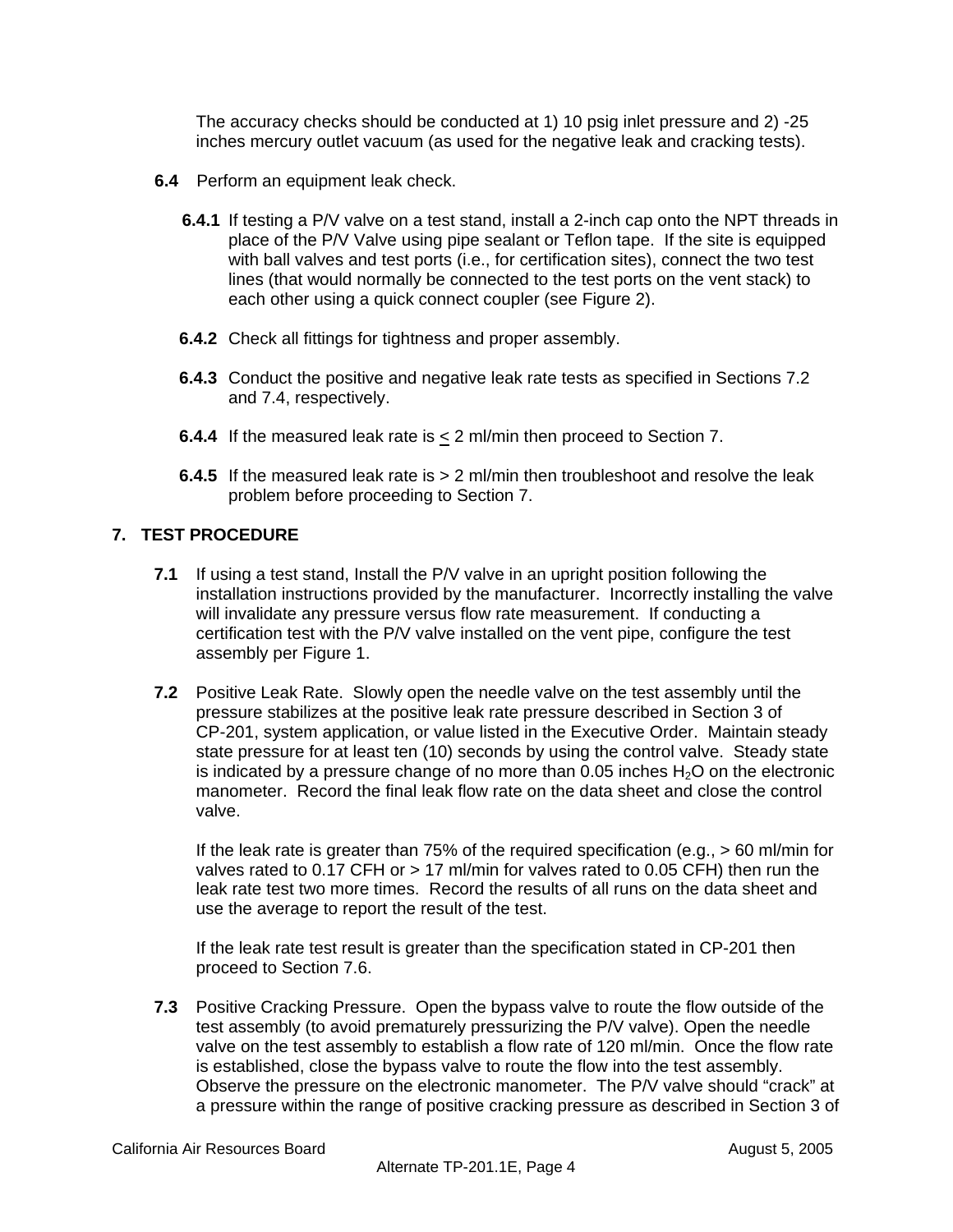The accuracy checks should be conducted at 1) 10 psig inlet pressure and 2) -25 inches mercury outlet vacuum (as used for the negative leak and cracking tests).

**6.4** Perform an equipment leak check.

**6.4.1** If testing a P/V valve on a test stand, install a 2-inch cap onto the NPT threads in place of the P/V Valve using pipe sealant or Teflon tape. If the site is equipped with ball valves and test ports (i.e., for certification sites), connect the two test lines (that would normally be connected to the test ports on the vent stack) to each other using a quick connect coupler (see Figure 2).

**6.4.2** Check all fittings for tightness and proper assembly.

**6.4.3** Conduct the positive and negative leak rate tests as specified in Sections 7.2 and 7.4, respectively.

**6.4.4** If the measured leak rate is $\leq$ 2 ml/min then proceed to Section 7.

**6.4.5** If the measured leak rate is > 2 ml/min then troubleshoot and resolve the leak problem before proceeding to Section 7.

## 7. TEST PROCEDURE

**7.1** If using a test stand, Install the P/V valve in an upright position following the installation instructions provided by the manufacturer. Incorrectly installing the valve will invalidate any pressure versus flow rate measurement. If conducting a certification test with the P/V valve installed on the vent pipe, configure the test assembly per Figure 1.

**7.2** Positive Leak Rate. Slowly open the needle valve on the test assembly until the pressure stabilizes at the positive leak rate pressure described in Section 3 of CP-201, system application, or value listed in the Executive Order. Maintain steady state pressure for at least ten (10) seconds by using the control valve. Steady state is indicated by a pressure change of no more than 0.05 inches $H_2O$ on the electronic manometer. Record the final leak flow rate on the data sheet and close the control valve.

If the leak rate is greater than 75% of the required specification (e.g., > 60 ml/min for valves rated to 0.17 CFH or > 17 ml/min for valves rated to 0.05 CFH) then run the leak rate test two more times. Record the results of all runs on the data sheet and use the average to report the result of the test.

If the leak rate test result is greater than the specification stated in CP-201 then proceed to Section 7.6.

**7.3** Positive Cracking Pressure. Open the bypass valve to route the flow outside of the test assembly (to avoid prematurely pressurizing the P/V valve). Open the needle valve on the test assembly to establish a flow rate of 120 ml/min. Once the flow rate is established, close the bypass valve to route the flow into the test assembly. Observe the pressure on the electronic manometer. The P/V valve should "crack" at a pressure within the range of positive cracking pressure as described in Section 3 of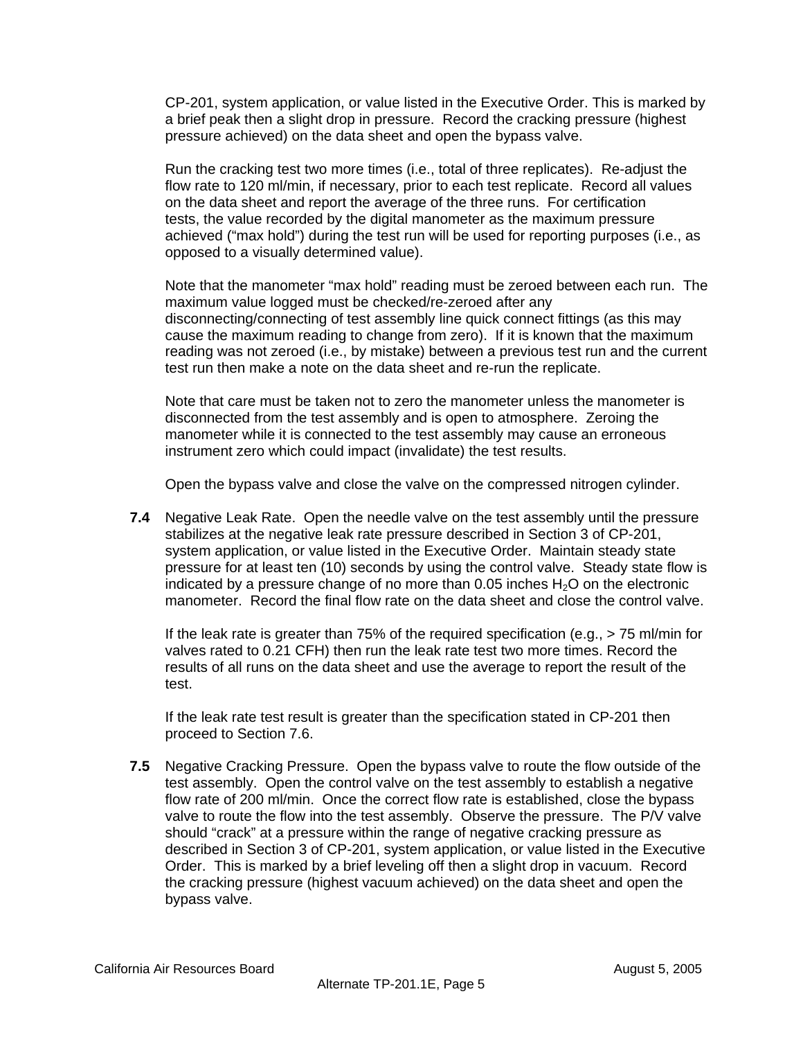CP-201, system application, or value listed in the Executive Order. This is marked by a brief peak then a slight drop in pressure. Record the cracking pressure (highest pressure achieved) on the data sheet and open the bypass valve.

Run the cracking test two more times (i.e., total of three replicates). Re-adjust the flow rate to 120 ml/min, if necessary, prior to each test replicate. Record all values on the data sheet and report the average of the three runs. For certification tests, the value recorded by the digital manometer as the maximum pressure achieved ("max hold") during the test run will be used for reporting purposes (i.e., as opposed to a visually determined value).

Note that the manometer "max hold" reading must be zeroed between each run. The maximum value logged must be checked/re-zeroed after any disconnecting/connecting of test assembly line quick connect fittings (as this may cause the maximum reading to change from zero). If it is known that the maximum reading was not zeroed (i.e., by mistake) between a previous test run and the current test run then make a note on the data sheet and re-run the replicate.

Note that care must be taken not to zero the manometer unless the manometer is disconnected from the test assembly and is open to atmosphere. Zeroing the manometer while it is connected to the test assembly may cause an erroneous instrument zero which could impact (invalidate) the test results.

Open the bypass valve and close the valve on the compressed nitrogen cylinder.

**7.4** Negative Leak Rate. Open the needle valve on the test assembly until the pressure stabilizes at the negative leak rate pressure described in Section 3 of CP-201, system application, or value listed in the Executive Order. Maintain steady state pressure for at least ten (10) seconds by using the control valve. Steady state flow is indicated by a pressure change of no more than 0.05 inches $H_2O$ on the electronic manometer. Record the final flow rate on the data sheet and close the control valve.

If the leak rate is greater than 75% of the required specification (e.g., > 75 ml/min for valves rated to 0.21 CFH) then run the leak rate test two more times. Record the results of all runs on the data sheet and use the average to report the result of the test.

If the leak rate test result is greater than the specification stated in CP-201 then proceed to Section 7.6.

**7.5** Negative Cracking Pressure. Open the bypass valve to route the flow outside of the test assembly. Open the control valve on the test assembly to establish a negative flow rate of 200 ml/min. Once the correct flow rate is established, close the bypass valve to route the flow into the test assembly. Observe the pressure. The P/V valve should "crack" at a pressure within the range of negative cracking pressure as described in Section 3 of CP-201, system application, or value listed in the Executive Order. This is marked by a brief leveling off then a slight drop in vacuum. Record the cracking pressure (highest vacuum achieved) on the data sheet and open the bypass valve.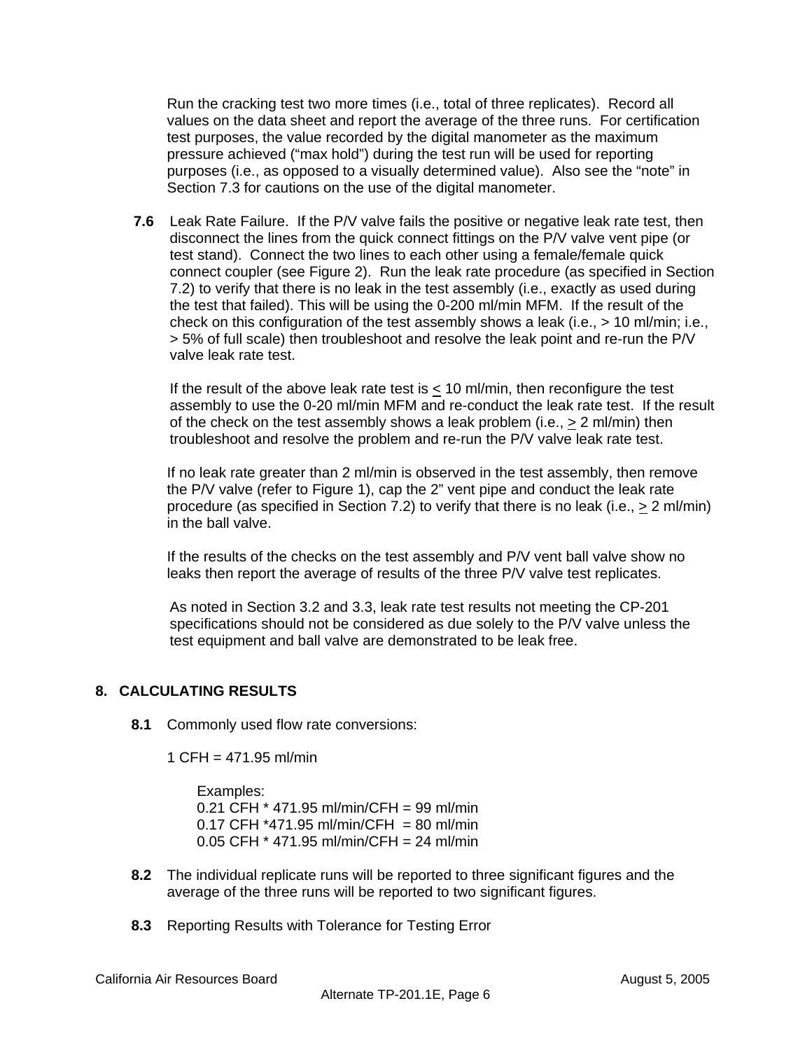Run the cracking test two more times (i.e., total of three replicates). Record all values on the data sheet and report the average of the three runs. For certification test purposes, the value recorded by the digital manometer as the maximum pressure achieved ("max hold") during the test run will be used for reporting purposes (i.e., as opposed to a visually determined value). Also see the "note" in Section 7.3 for cautions on the use of the digital manometer.

**7.6** Leak Rate Failure. If the P/V valve fails the positive or negative leak rate test, then disconnect the lines from the quick connect fittings on the P/V valve vent pipe (or test stand). Connect the two lines to each other using a female/female quick connect coupler (see Figure 2). Run the leak rate procedure (as specified in Section 7.2) to verify that there is no leak in the test assembly (i.e., exactly as used during the test that failed). This will be using the 0-200 ml/min MFM. If the result of the check on this configuration of the test assembly shows a leak (i.e., > 10 ml/min; i.e., > 5% of full scale) then troubleshoot and resolve the leak point and re-run the P/V valve leak rate test.

If the result of the above leak rate test is ≤ 10 ml/min, then reconfigure the test assembly to use the 0-20 ml/min MFM and re-conduct the leak rate test. If the result of the check on the test assembly shows a leak problem (i.e., ≥ 2 ml/min) then troubleshoot and resolve the problem and re-run the P/V valve leak rate test.

If no leak rate greater than 2 ml/min is observed in the test assembly, then remove the P/V valve (refer to Figure 1), cap the 2" vent pipe and conduct the leak rate procedure (as specified in Section 7.2) to verify that there is no leak (i.e., ≥ 2 ml/min) in the ball valve.

If the results of the checks on the test assembly and P/V vent ball valve show no leaks then report the average of results of the three P/V valve test replicates.

As noted in Section 3.2 and 3.3, leak rate test results not meeting the CP-201 specifications should not be considered as due solely to the P/V valve unless the test equipment and ball valve are demonstrated to be leak free.

## 8. CALCULATING RESULTS

**8.1** Commonly used flow rate conversions:

1 CFH = 471.95 ml/min

Examples:
0.21 CFH * 471.95 ml/min/CFH = 99 ml/min
0.17 CFH *471.95 ml/min/CFH = 80 ml/min
0.05 CFH * 471.95 ml/min/CFH = 24 ml/min

**8.2** The individual replicate runs will be reported to three significant figures and the average of the three runs will be reported to two significant figures.

**8.3** Reporting Results with Tolerance for Testing Error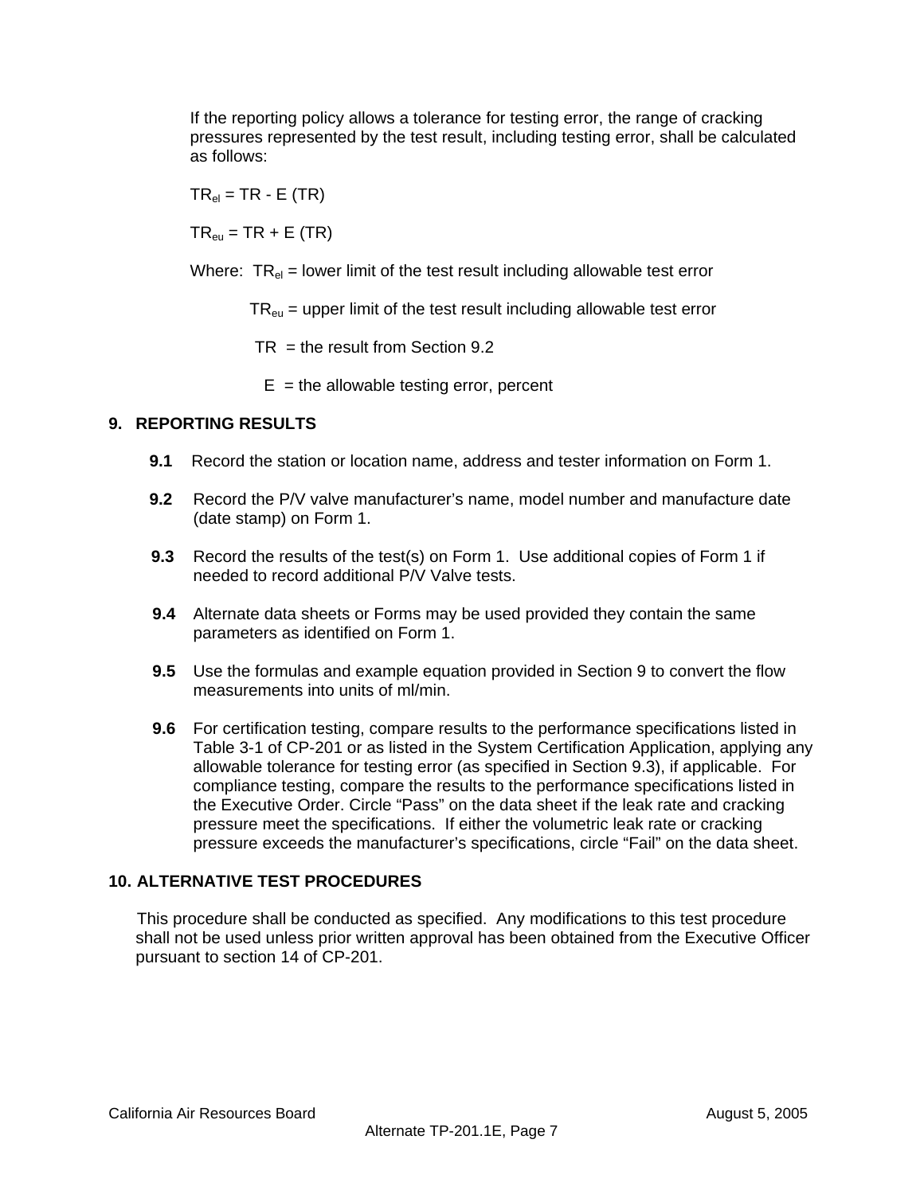If the reporting policy allows a tolerance for testing error, the range of cracking pressures represented by the test result, including testing error, shall be calculated as follows:

$TR_{el} = TR - E\ (TR)$

$TR_{eu} = TR + E\ (TR)$

Where: $TR_{el}$ = lower limit of the test result including allowable test error

$TR_{eu}$ = upper limit of the test result including allowable test error

TR = the result from Section 9.2

E = the allowable testing error, percent

## 9. REPORTING RESULTS

**9.1** Record the station or location name, address and tester information on Form 1.

**9.2** Record the P/V valve manufacturer's name, model number and manufacture date (date stamp) on Form 1.

**9.3** Record the results of the test(s) on Form 1. Use additional copies of Form 1 if needed to record additional P/V Valve tests.

**9.4** Alternate data sheets or Forms may be used provided they contain the same parameters as identified on Form 1.

**9.5** Use the formulas and example equation provided in Section 9 to convert the flow measurements into units of ml/min.

**9.6** For certification testing, compare results to the performance specifications listed in Table 3-1 of CP-201 or as listed in the System Certification Application, applying any allowable tolerance for testing error (as specified in Section 9.3), if applicable. For compliance testing, compare the results to the performance specifications listed in the Executive Order. Circle "Pass" on the data sheet if the leak rate and cracking pressure meet the specifications. If either the volumetric leak rate or cracking pressure exceeds the manufacturer's specifications, circle "Fail" on the data sheet.

## 10. ALTERNATIVE TEST PROCEDURES

This procedure shall be conducted as specified. Any modifications to this test procedure shall not be used unless prior written approval has been obtained from the Executive Officer pursuant to section 14 of CP-201.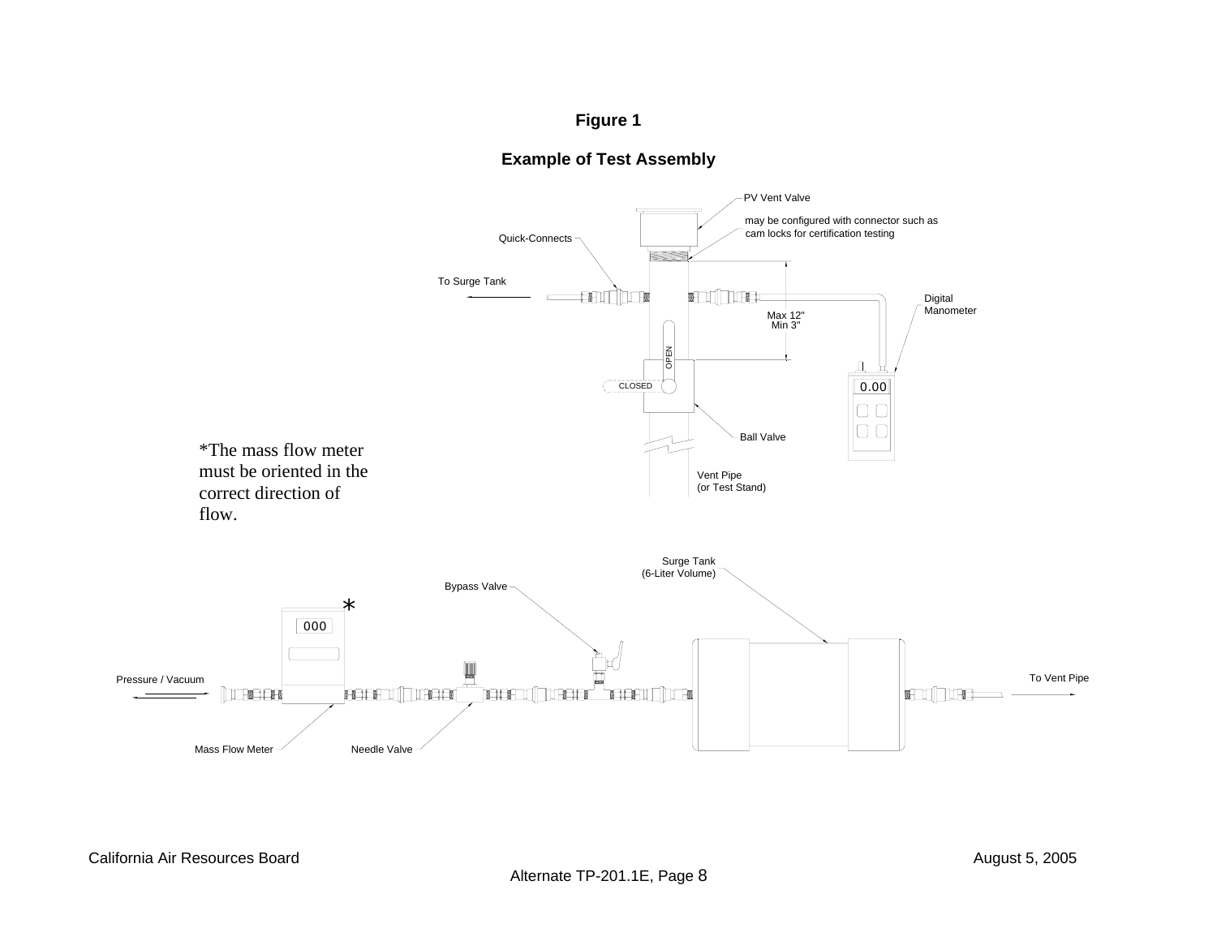**Figure 1**

**Example of Test Assembly**

PV Vent Valve

may be configured with connector such as cam locks for certification testing

Quick-Connects

To Surge Tank

Digital Manometer

Max 12"
Min 3"

OPEN

CLOSED

0.00

Ball Valve

Vent Pipe
(or Test Stand)

*The mass flow meter must be oriented in the correct direction of flow.

Surge Tank
(6-Liter Volume)

Bypass Valve

*

000

Pressure / Vacuum

To Vent Pipe

Mass Flow Meter

Needle Valve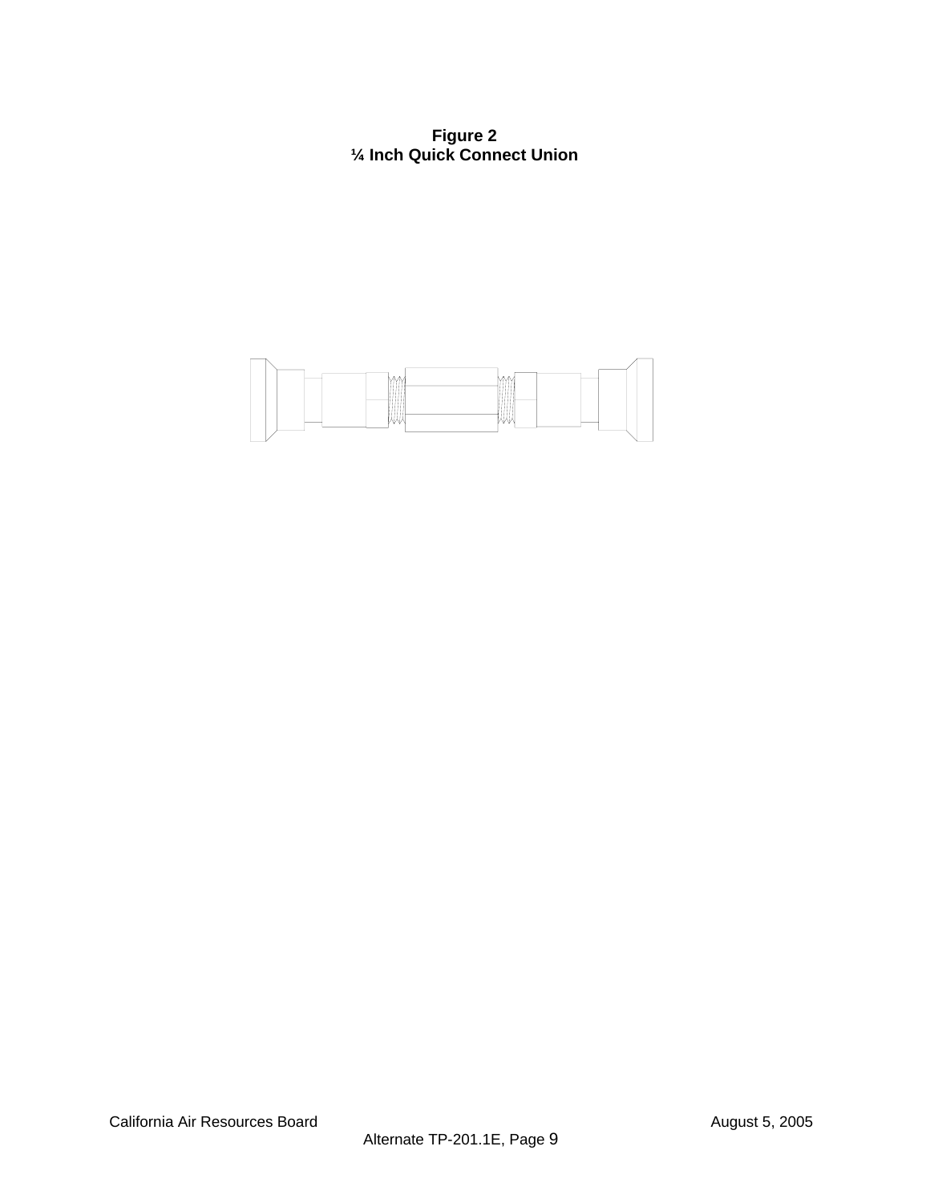**Figure 2**
**¼ Inch Quick Connect Union**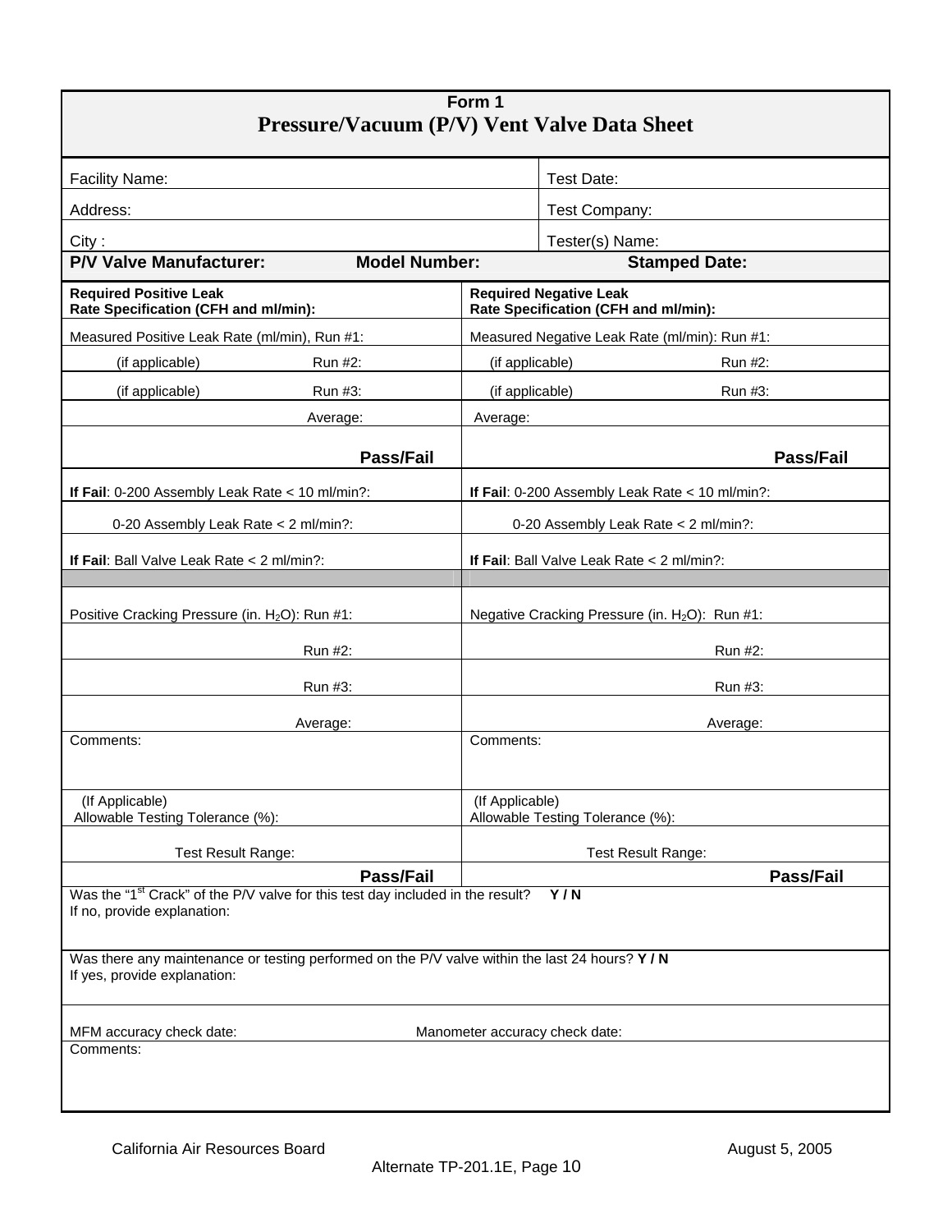Form 1

# Pressure/Vacuum (P/V) Vent Valve Data Sheet

| | |
|---|---|
| Facility Name: | Test Date: |
| Address: | Test Company: |
| City : | Tester(s) Name: |

**P/V Valve Manufacturer:** **Model Number:** **Stamped Date:**

| | |
|---|---|
| **Required Positive Leak Rate Specification (CFH and ml/min):** | **Required Negative Leak Rate Specification (CFH and ml/min):** |
| Measured Positive Leak Rate (ml/min), Run #1: | Measured Negative Leak Rate (ml/min): Run #1: |
| (if applicable) Run #2: | (if applicable) Run #2: |
| (if applicable) Run #3: | (if applicable) Run #3: |
| Average: | Average: |
| **Pass/Fail** | **Pass/Fail** |
| **If Fail**: 0-200 Assembly Leak Rate < 10 ml/min?: | **If Fail**: 0-200 Assembly Leak Rate < 10 ml/min?: |
| 0-20 Assembly Leak Rate < 2 ml/min?: | 0-20 Assembly Leak Rate < 2 ml/min?: |
| **If Fail**: Ball Valve Leak Rate < 2 ml/min?: | **If Fail**: Ball Valve Leak Rate < 2 ml/min?: |
| | |
| Positive Cracking Pressure (in. $H_2O$): Run #1: | Negative Cracking Pressure (in. $H_2O$): Run #1: |
| Run #2: | Run #2: |
| Run #3: | Run #3: |
| Average: | Average: |
| Comments: | Comments: |
| (If Applicable) Allowable Testing Tolerance (%): | (If Applicable) Allowable Testing Tolerance (%): |
| Test Result Range: | Test Result Range: |
| **Pass/Fail** | **Pass/Fail** |

Was the "1st Crack" of the P/V valve for this test day included in the result? **Y / N**
If no, provide explanation:

Was there any maintenance or testing performed on the P/V valve within the last 24 hours? **Y / N**
If yes, provide explanation:

MFM accuracy check date: Manometer accuracy check date:

Comments: